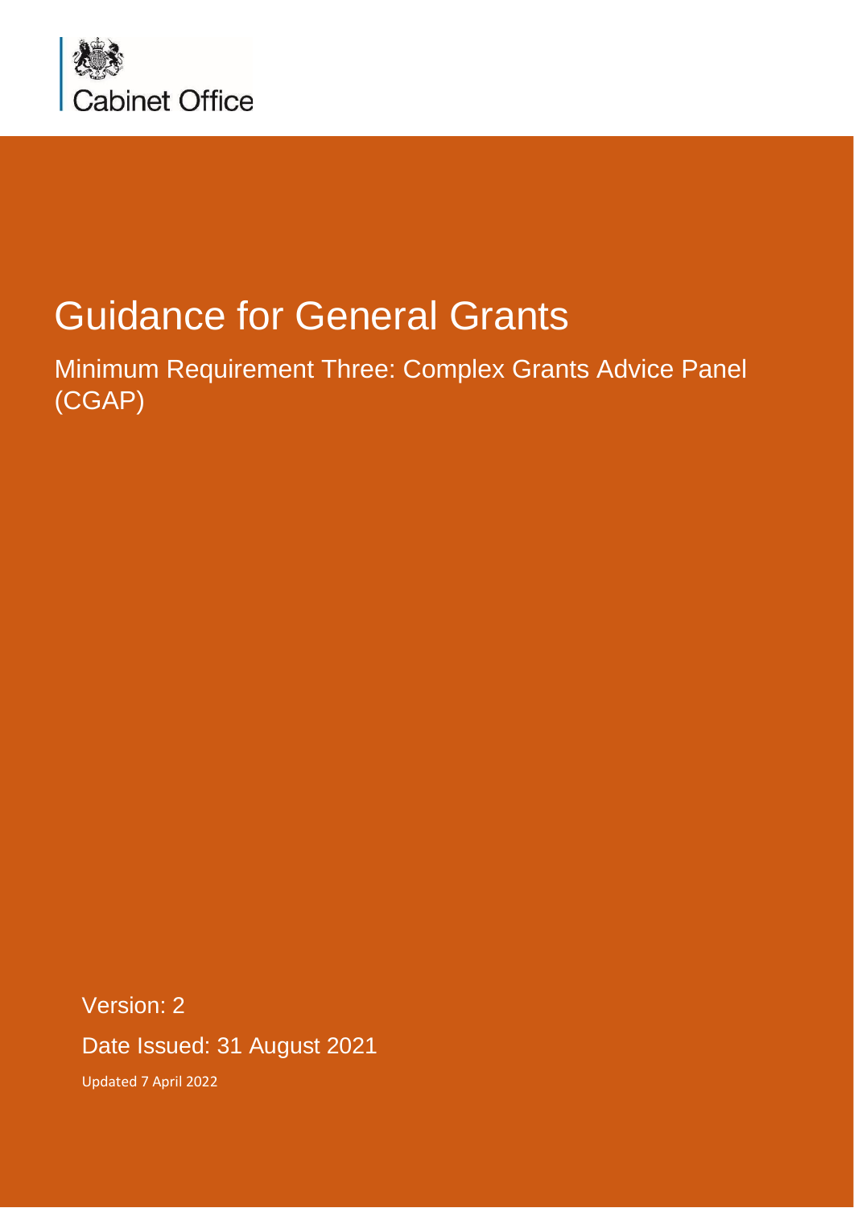Cabinet Office

# Guidance for General Grants

## Minimum Requirement Three: Complex Grants Advice Panel (CGAP)

Version: 2

Date Issued: 31 August 2021

Updated 7 April 2022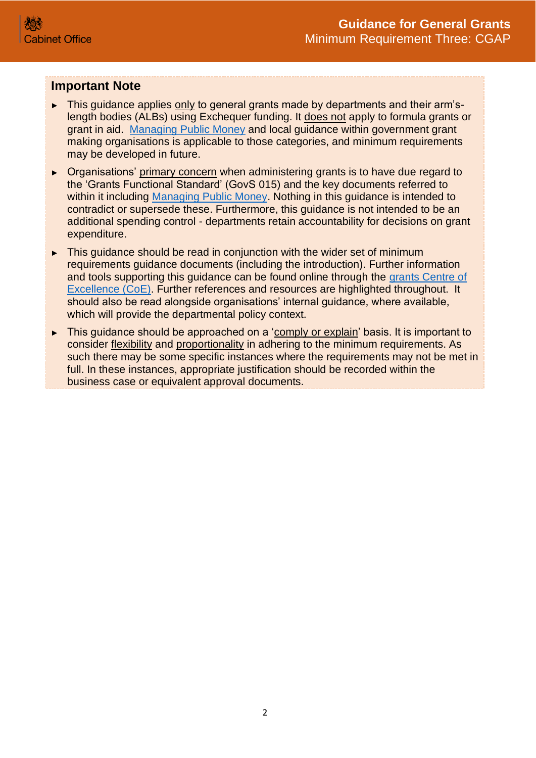## Important Note

- This guidance applies only to general grants made by departments and their arm's-length bodies (ALBs) using Exchequer funding. It does not apply to formula grants or grant in aid. [Managing Public Money](#) and local guidance within government grant making organisations is applicable to those categories, and minimum requirements may be developed in future.
- Organisations' primary concern when administering grants is to have due regard to the 'Grants Functional Standard' (GovS 015) and the key documents referred to within it including [Managing Public Money](#). Nothing in this guidance is intended to contradict or supersede these. Furthermore, this guidance is not intended to be an additional spending control - departments retain accountability for decisions on grant expenditure.
- This guidance should be read in conjunction with the wider set of minimum requirements guidance documents (including the introduction). Further information and tools supporting this guidance can be found online through the [grants Centre of Excellence (CoE)](#). Further references and resources are highlighted throughout. It should also be read alongside organisations' internal guidance, where available, which will provide the departmental policy context.
- This guidance should be approached on a 'comply or explain' basis. It is important to consider flexibility and proportionality in adhering to the minimum requirements. As such there may be some specific instances where the requirements may not be met in full. In these instances, appropriate justification should be recorded within the business case or equivalent approval documents.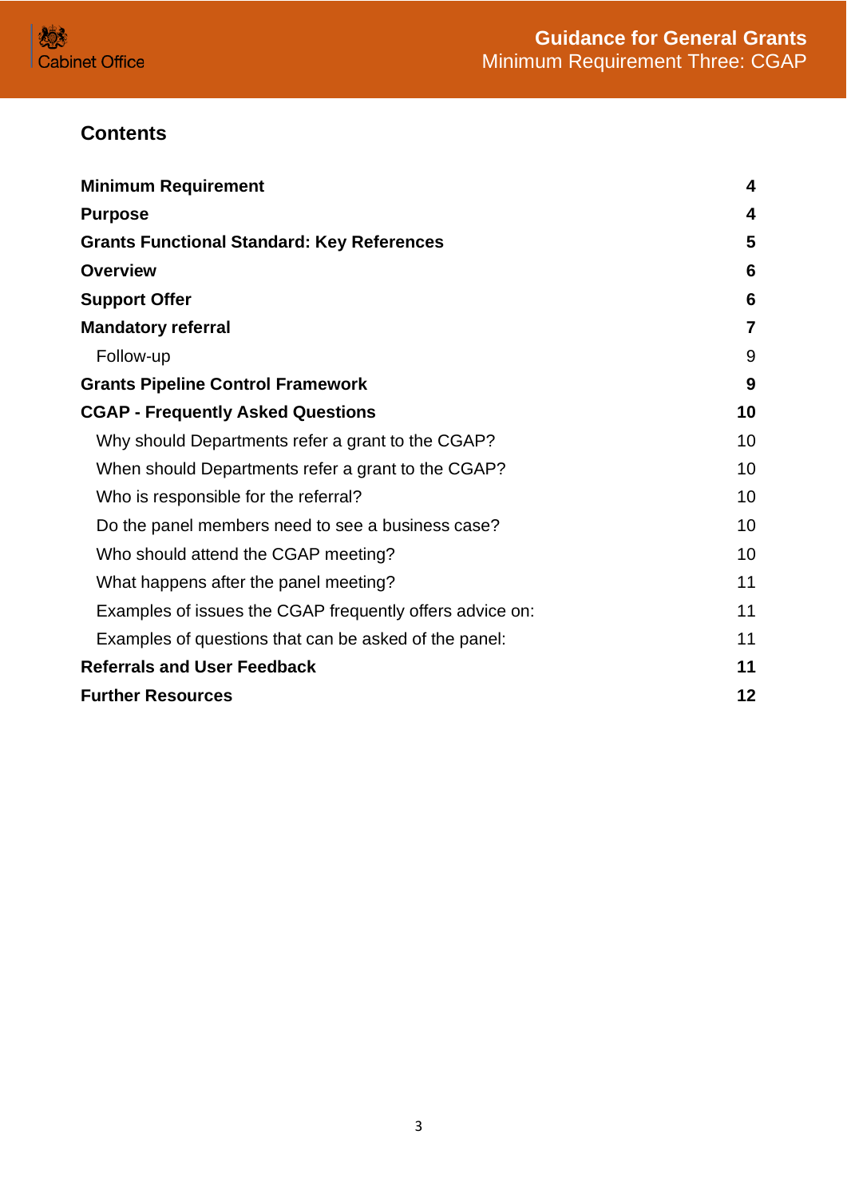## Contents

| | |
|---|---|
| **Minimum Requirement** | **4** |
| **Purpose** | **4** |
| **Grants Functional Standard: Key References** | **5** |
| **Overview** | **6** |
| **Support Offer** | **6** |
| **Mandatory referral** | **7** |
| Follow-up | 9 |
| **Grants Pipeline Control Framework** | **9** |
| **CGAP - Frequently Asked Questions** | **10** |
| Why should Departments refer a grant to the CGAP? | 10 |
| When should Departments refer a grant to the CGAP? | 10 |
| Who is responsible for the referral? | 10 |
| Do the panel members need to see a business case? | 10 |
| Who should attend the CGAP meeting? | 10 |
| What happens after the panel meeting? | 11 |
| Examples of issues the CGAP frequently offers advice on: | 11 |
| Examples of questions that can be asked of the panel: | 11 |
| **Referrals and User Feedback** | **11** |
| **Further Resources** | **12** |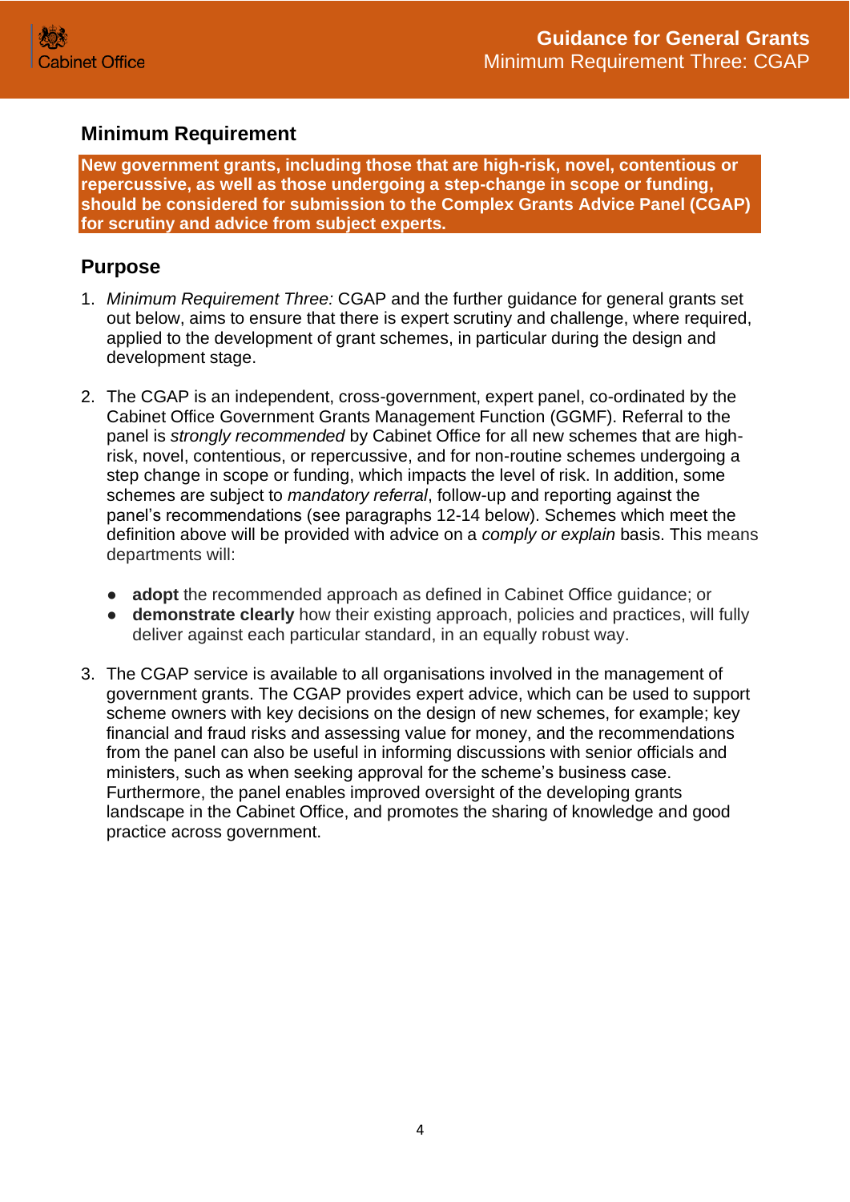## Minimum Requirement

**New government grants, including those that are high-risk, novel, contentious or repercussive, as well as those undergoing a step-change in scope or funding, should be considered for submission to the Complex Grants Advice Panel (CGAP) for scrutiny and advice from subject experts.**

## Purpose

1. *Minimum Requirement Three:* CGAP and the further guidance for general grants set out below, aims to ensure that there is expert scrutiny and challenge, where required, applied to the development of grant schemes, in particular during the design and development stage.

2. The CGAP is an independent, cross-government, expert panel, co-ordinated by the Cabinet Office Government Grants Management Function (GGMF). Referral to the panel is *strongly recommended* by Cabinet Office for all new schemes that are high-risk, novel, contentious, or repercussive, and for non-routine schemes undergoing a step change in scope or funding, which impacts the level of risk. In addition, some schemes are subject to *mandatory referral*, follow-up and reporting against the panel's recommendations (see paragraphs 12-14 below). Schemes which meet the definition above will be provided with advice on a *comply or explain* basis. This means departments will:

   - **adopt** the recommended approach as defined in Cabinet Office guidance; or
   - **demonstrate clearly** how their existing approach, policies and practices, will fully deliver against each particular standard, in an equally robust way.

3. The CGAP service is available to all organisations involved in the management of government grants. The CGAP provides expert advice, which can be used to support scheme owners with key decisions on the design of new schemes, for example; key financial and fraud risks and assessing value for money, and the recommendations from the panel can also be useful in informing discussions with senior officials and ministers, such as when seeking approval for the scheme's business case. Furthermore, the panel enables improved oversight of the developing grants landscape in the Cabinet Office, and promotes the sharing of knowledge and good practice across government.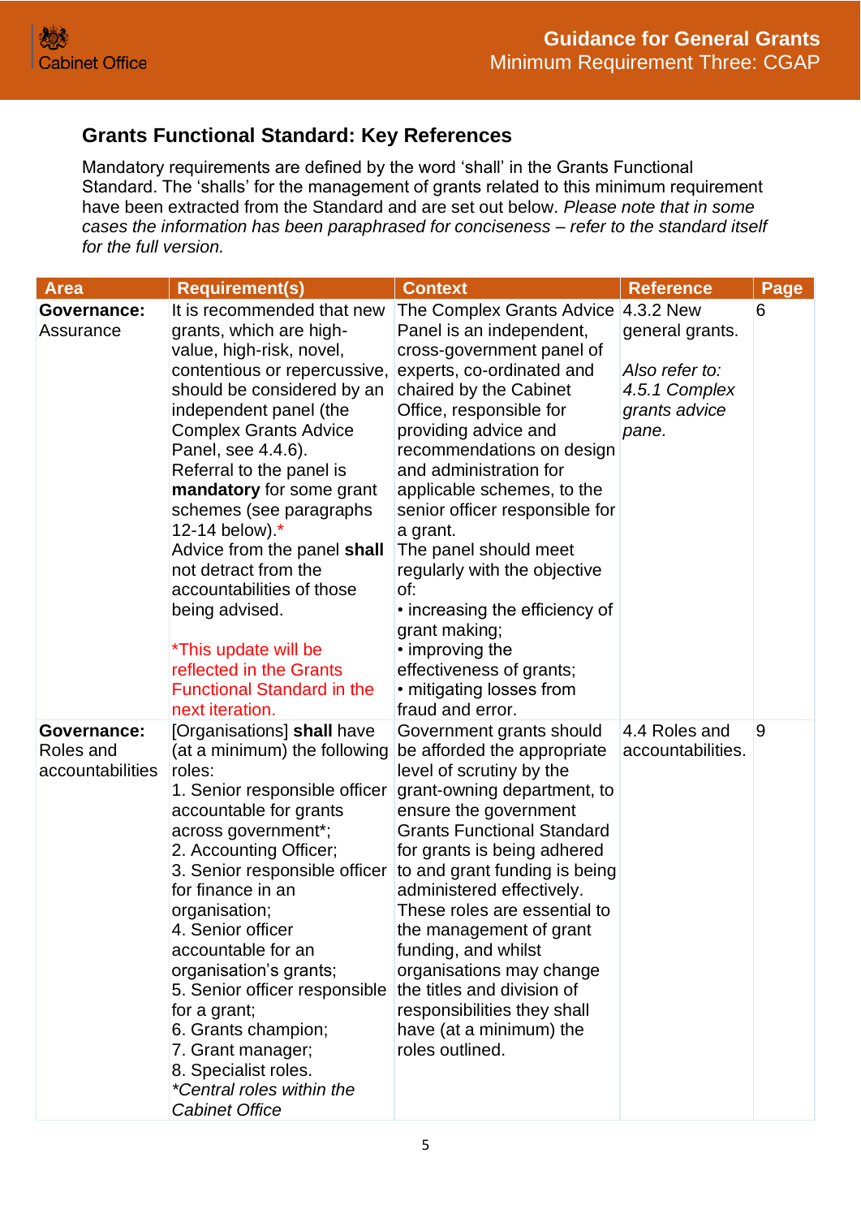## Grants Functional Standard: Key References

Mandatory requirements are defined by the word 'shall' in the Grants Functional Standard. The 'shalls' for the management of grants related to this minimum requirement have been extracted from the Standard and are set out below. *Please note that in some cases the information has been paraphrased for conciseness – refer to the standard itself for the full version.*

| Area | Requirement(s) | Context | Reference | Page |
|---|---|---|---|---|
| **Governance:** Assurance | It is recommended that new grants, which are high-value, high-risk, novel, contentious or repercussive, should be considered by an independent panel (the Complex Grants Advice Panel, see 4.4.6).<br>Referral to the panel is **mandatory** for some grant schemes (see paragraphs 12-14 below).*<br>Advice from the panel **shall** not detract from the accountabilities of those being advised.<br><br>*This update will be reflected in the Grants Functional Standard in the next iteration. | The Complex Grants Advice Panel is an independent, cross-government panel of experts, co-ordinated and chaired by the Cabinet Office, responsible for providing advice and recommendations on design and administration for applicable schemes, to the senior officer responsible for a grant.<br>The panel should meet regularly with the objective of:<br>• increasing the efficiency of grant making;<br>• improving the effectiveness of grants;<br>• mitigating losses from fraud and error. | 4.3.2 New general grants.<br><br>*Also refer to: 4.5.1 Complex grants advice pane.* | 6 |
| **Governance:** Roles and accountabilities | [Organisations] **shall** have (at a minimum) the following roles:<br>1. Senior responsible officer accountable for grants across government*;<br>2. Accounting Officer;<br>3. Senior responsible officer for finance in an organisation;<br>4. Senior officer accountable for an organisation's grants;<br>5. Senior officer responsible for a grant;<br>6. Grants champion;<br>7. Grant manager;<br>8. Specialist roles.<br>*\*Central roles within the Cabinet Office* | Government grants should be afforded the appropriate level of scrutiny by the grant-owning department, to ensure the government Grants Functional Standard for grants is being adhered to and grant funding is being administered effectively.<br>These roles are essential to the management of grant funding, and whilst organisations may change the titles and division of responsibilities they shall have (at a minimum) the roles outlined. | 4.4 Roles and accountabilities. | 9 |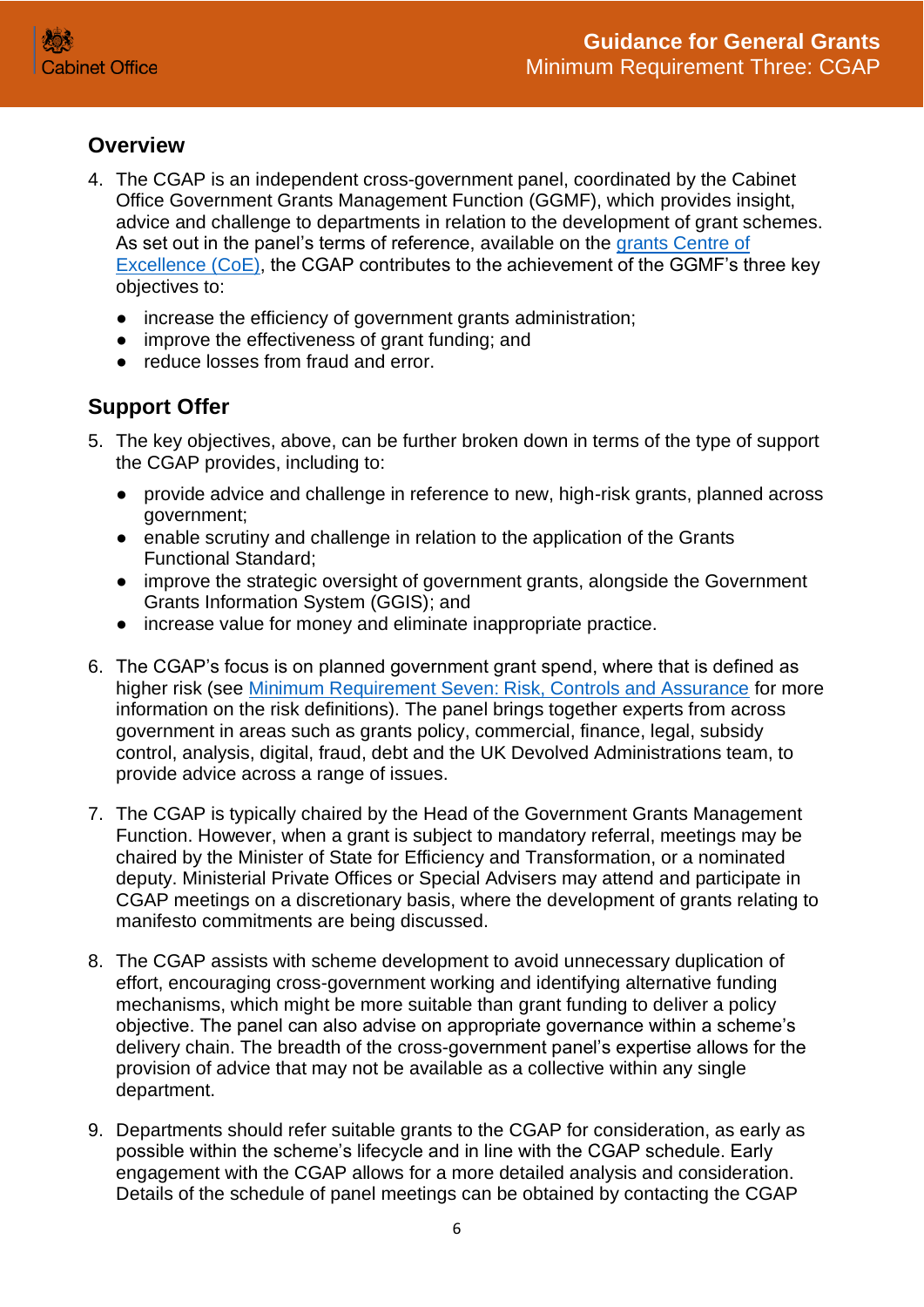## Overview

4. The CGAP is an independent cross-government panel, coordinated by the Cabinet Office Government Grants Management Function (GGMF), which provides insight, advice and challenge to departments in relation to the development of grant schemes. As set out in the panel's terms of reference, available on the [grants Centre of Excellence (CoE)](), the CGAP contributes to the achievement of the GGMF's three key objectives to:

    - increase the efficiency of government grants administration;
    - improve the effectiveness of grant funding; and
    - reduce losses from fraud and error.

## Support Offer

5. The key objectives, above, can be further broken down in terms of the type of support the CGAP provides, including to:

    - provide advice and challenge in reference to new, high-risk grants, planned across government;
    - enable scrutiny and challenge in relation to the application of the Grants Functional Standard;
    - improve the strategic oversight of government grants, alongside the Government Grants Information System (GGIS); and
    - increase value for money and eliminate inappropriate practice.

6. The CGAP's focus is on planned government grant spend, where that is defined as higher risk (see [Minimum Requirement Seven: Risk, Controls and Assurance]() for more information on the risk definitions). The panel brings together experts from across government in areas such as grants policy, commercial, finance, legal, subsidy control, analysis, digital, fraud, debt and the UK Devolved Administrations team, to provide advice across a range of issues.

7. The CGAP is typically chaired by the Head of the Government Grants Management Function. However, when a grant is subject to mandatory referral, meetings may be chaired by the Minister of State for Efficiency and Transformation, or a nominated deputy. Ministerial Private Offices or Special Advisers may attend and participate in CGAP meetings on a discretionary basis, where the development of grants relating to manifesto commitments are being discussed.

8. The CGAP assists with scheme development to avoid unnecessary duplication of effort, encouraging cross-government working and identifying alternative funding mechanisms, which might be more suitable than grant funding to deliver a policy objective. The panel can also advise on appropriate governance within a scheme's delivery chain. The breadth of the cross-government panel's expertise allows for the provision of advice that may not be available as a collective within any single department.

9. Departments should refer suitable grants to the CGAP for consideration, as early as possible within the scheme's lifecycle and in line with the CGAP schedule. Early engagement with the CGAP allows for a more detailed analysis and consideration. Details of the schedule of panel meetings can be obtained by contacting the CGAP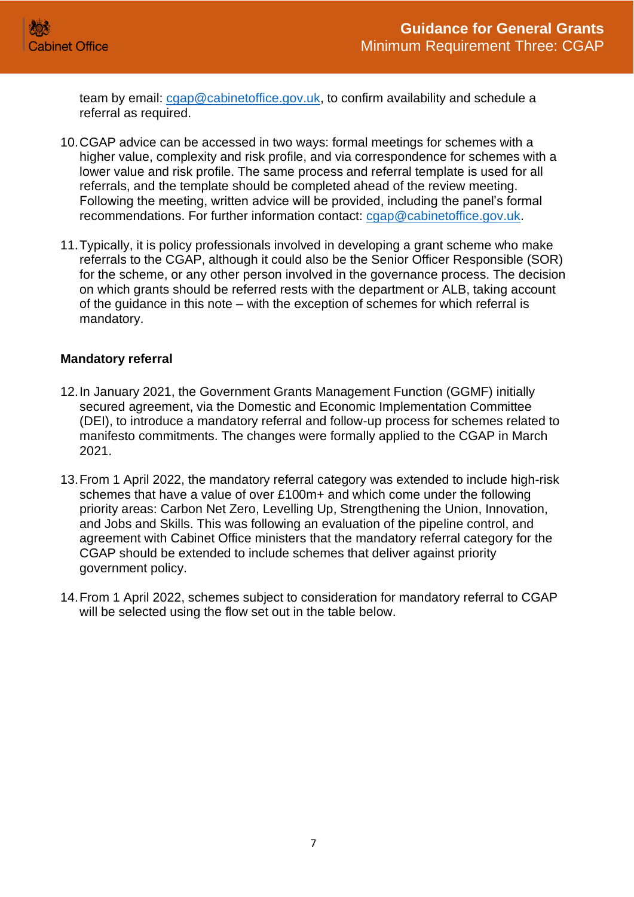team by email: cgap@cabinetoffice.gov.uk, to confirm availability and schedule a referral as required.

10. CGAP advice can be accessed in two ways: formal meetings for schemes with a higher value, complexity and risk profile, and via correspondence for schemes with a lower value and risk profile. The same process and referral template is used for all referrals, and the template should be completed ahead of the review meeting. Following the meeting, written advice will be provided, including the panel's formal recommendations. For further information contact: cgap@cabinetoffice.gov.uk.

11. Typically, it is policy professionals involved in developing a grant scheme who make referrals to the CGAP, although it could also be the Senior Officer Responsible (SOR) for the scheme, or any other person involved in the governance process. The decision on which grants should be referred rests with the department or ALB, taking account of the guidance in this note – with the exception of schemes for which referral is mandatory.

**Mandatory referral**

12. In January 2021, the Government Grants Management Function (GGMF) initially secured agreement, via the Domestic and Economic Implementation Committee (DEI), to introduce a mandatory referral and follow-up process for schemes related to manifesto commitments. The changes were formally applied to the CGAP in March 2021.

13. From 1 April 2022, the mandatory referral category was extended to include high-risk schemes that have a value of over £100m+ and which come under the following priority areas: Carbon Net Zero, Levelling Up, Strengthening the Union, Innovation, and Jobs and Skills. This was following an evaluation of the pipeline control, and agreement with Cabinet Office ministers that the mandatory referral category for the CGAP should be extended to include schemes that deliver against priority government policy.

14. From 1 April 2022, schemes subject to consideration for mandatory referral to CGAP will be selected using the flow set out in the table below.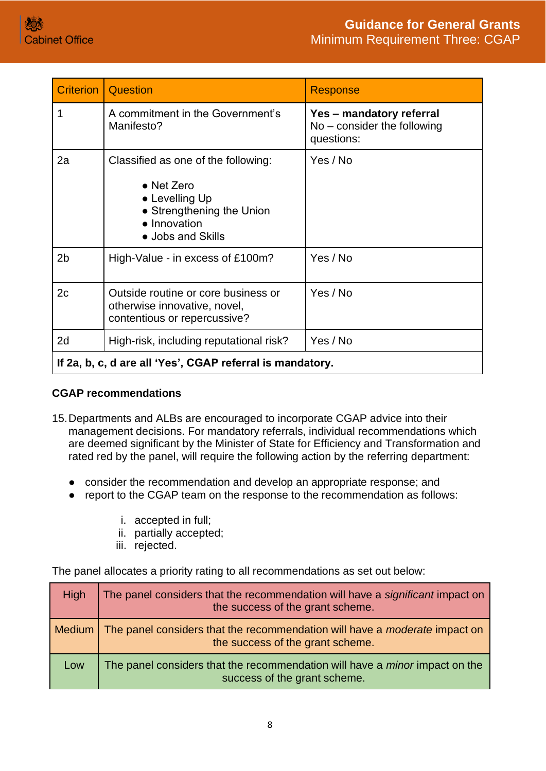| Criterion | Question | Response |
|---|---|---|
| 1 | A commitment in the Government's Manifesto? | **Yes – mandatory referral**<br>No – consider the following questions: |
| 2a | Classified as one of the following:<br>● Net Zero<br>● Levelling Up<br>● Strengthening the Union<br>● Innovation<br>● Jobs and Skills | Yes / No |
| 2b | High-Value - in excess of £100m? | Yes / No |
| 2c | Outside routine or core business or otherwise innovative, novel, contentious or repercussive? | Yes / No |
| 2d | High-risk, including reputational risk? | Yes / No |
| **If 2a, b, c, d are all 'Yes', CGAP referral is mandatory.** | | |

**CGAP recommendations**

15. Departments and ALBs are encouraged to incorporate CGAP advice into their management decisions. For mandatory referrals, individual recommendations which are deemed significant by the Minister of State for Efficiency and Transformation and rated red by the panel, will require the following action by the referring department:

- consider the recommendation and develop an appropriate response; and
- report to the CGAP team on the response to the recommendation as follows:

    i. accepted in full;
    ii. partially accepted;
    iii. rejected.

The panel allocates a priority rating to all recommendations as set out below:

| | |
|---|---|
| High | The panel considers that the recommendation will have a *significant* impact on the success of the grant scheme. |
| Medium | The panel considers that the recommendation will have a *moderate* impact on the success of the grant scheme. |
| Low | The panel considers that the recommendation will have a *minor* impact on the success of the grant scheme. |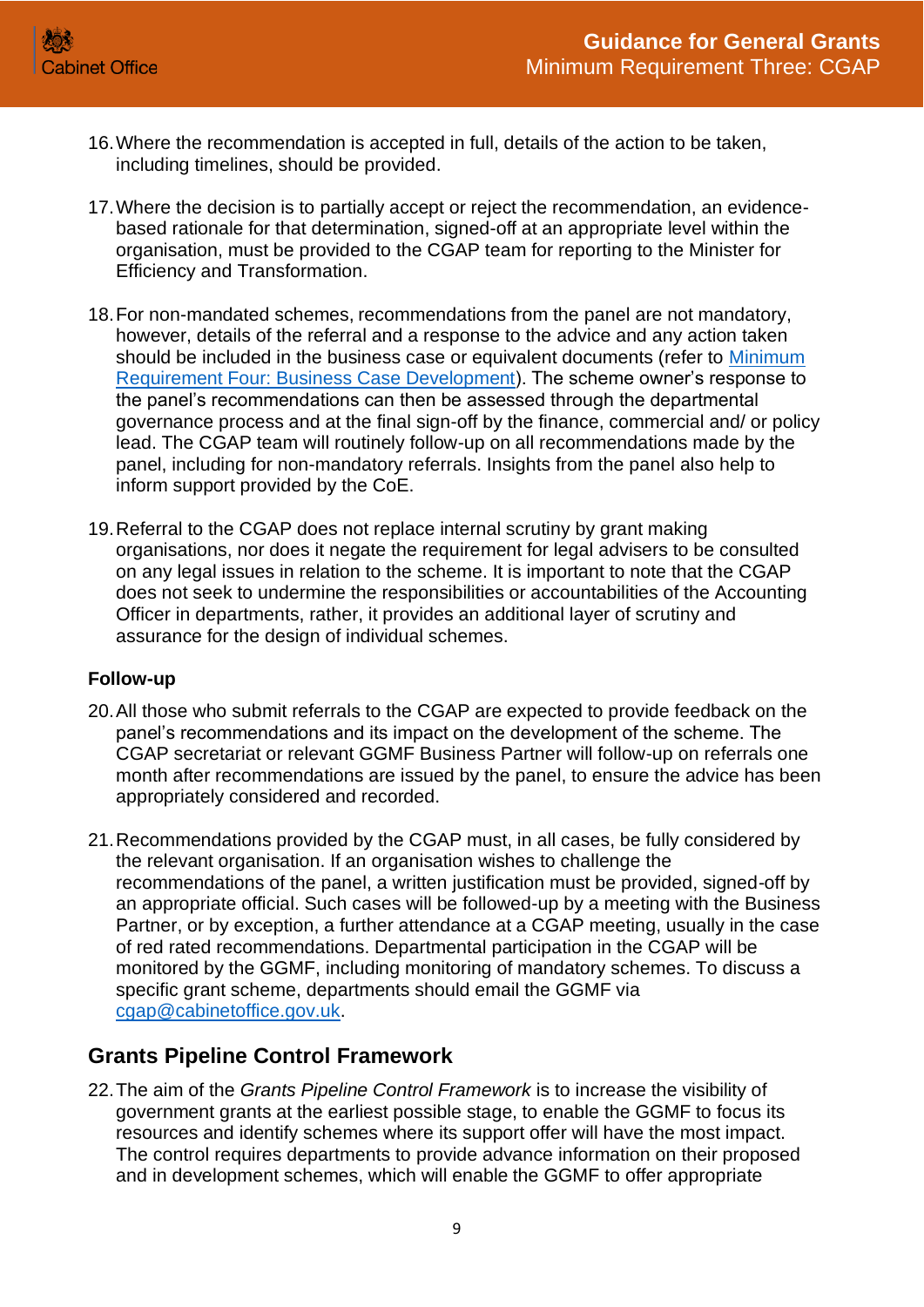16. Where the recommendation is accepted in full, details of the action to be taken, including timelines, should be provided.

17. Where the decision is to partially accept or reject the recommendation, an evidence-based rationale for that determination, signed-off at an appropriate level within the organisation, must be provided to the CGAP team for reporting to the Minister for Efficiency and Transformation.

18. For non-mandated schemes, recommendations from the panel are not mandatory, however, details of the referral and a response to the advice and any action taken should be included in the business case or equivalent documents (refer to [Minimum Requirement Four: Business Case Development](#)). The scheme owner's response to the panel's recommendations can then be assessed through the departmental governance process and at the final sign-off by the finance, commercial and/ or policy lead. The CGAP team will routinely follow-up on all recommendations made by the panel, including for non-mandatory referrals. Insights from the panel also help to inform support provided by the CoE.

19. Referral to the CGAP does not replace internal scrutiny by grant making organisations, nor does it negate the requirement for legal advisers to be consulted on any legal issues in relation to the scheme. It is important to note that the CGAP does not seek to undermine the responsibilities or accountabilities of the Accounting Officer in departments, rather, it provides an additional layer of scrutiny and assurance for the design of individual schemes.

### Follow-up

20. All those who submit referrals to the CGAP are expected to provide feedback on the panel's recommendations and its impact on the development of the scheme. The CGAP secretariat or relevant GGMF Business Partner will follow-up on referrals one month after recommendations are issued by the panel, to ensure the advice has been appropriately considered and recorded.

21. Recommendations provided by the CGAP must, in all cases, be fully considered by the relevant organisation. If an organisation wishes to challenge the recommendations of the panel, a written justification must be provided, signed-off by an appropriate official. Such cases will be followed-up by a meeting with the Business Partner, or by exception, a further attendance at a CGAP meeting, usually in the case of red rated recommendations. Departmental participation in the CGAP will be monitored by the GGMF, including monitoring of mandatory schemes. To discuss a specific grant scheme, departments should email the GGMF via [cgap@cabinetoffice.gov.uk](mailto:cgap@cabinetoffice.gov.uk).

## Grants Pipeline Control Framework

22. The aim of the *Grants Pipeline Control Framework* is to increase the visibility of government grants at the earliest possible stage, to enable the GGMF to focus its resources and identify schemes where its support offer will have the most impact. The control requires departments to provide advance information on their proposed and in development schemes, which will enable the GGMF to offer appropriate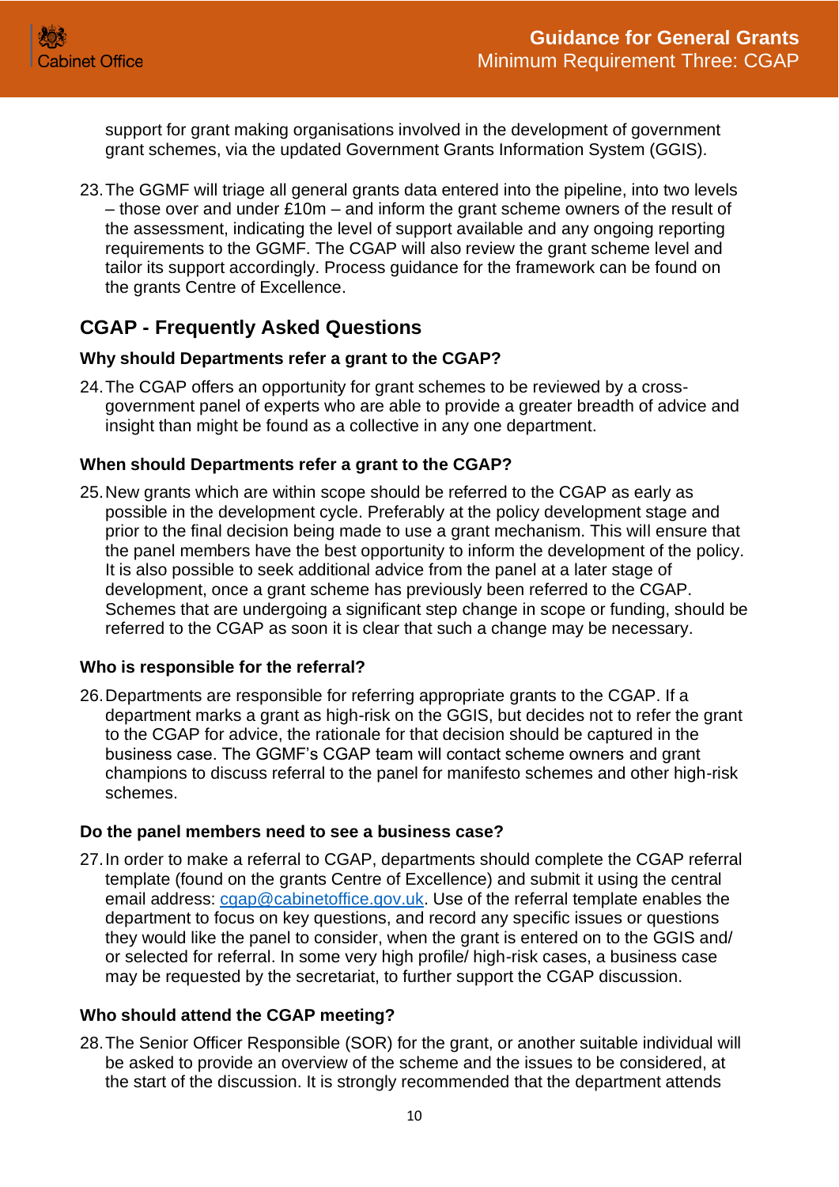support for grant making organisations involved in the development of government grant schemes, via the updated Government Grants Information System (GGIS).

23. The GGMF will triage all general grants data entered into the pipeline, into two levels – those over and under £10m – and inform the grant scheme owners of the result of the assessment, indicating the level of support available and any ongoing reporting requirements to the GGMF. The CGAP will also review the grant scheme level and tailor its support accordingly. Process guidance for the framework can be found on the grants Centre of Excellence.

## CGAP - Frequently Asked Questions

### Why should Departments refer a grant to the CGAP?

24. The CGAP offers an opportunity for grant schemes to be reviewed by a cross-government panel of experts who are able to provide a greater breadth of advice and insight than might be found as a collective in any one department.

### When should Departments refer a grant to the CGAP?

25. New grants which are within scope should be referred to the CGAP as early as possible in the development cycle. Preferably at the policy development stage and prior to the final decision being made to use a grant mechanism. This will ensure that the panel members have the best opportunity to inform the development of the policy. It is also possible to seek additional advice from the panel at a later stage of development, once a grant scheme has previously been referred to the CGAP. Schemes that are undergoing a significant step change in scope or funding, should be referred to the CGAP as soon it is clear that such a change may be necessary.

### Who is responsible for the referral?

26. Departments are responsible for referring appropriate grants to the CGAP. If a department marks a grant as high-risk on the GGIS, but decides not to refer the grant to the CGAP for advice, the rationale for that decision should be captured in the business case. The GGMF's CGAP team will contact scheme owners and grant champions to discuss referral to the panel for manifesto schemes and other high-risk schemes.

### Do the panel members need to see a business case?

27. In order to make a referral to CGAP, departments should complete the CGAP referral template (found on the grants Centre of Excellence) and submit it using the central email address: [cgap@cabinetoffice.gov.uk](mailto:cgap@cabinetoffice.gov.uk). Use of the referral template enables the department to focus on key questions, and record any specific issues or questions they would like the panel to consider, when the grant is entered on to the GGIS and/ or selected for referral. In some very high profile/ high-risk cases, a business case may be requested by the secretariat, to further support the CGAP discussion.

### Who should attend the CGAP meeting?

28. The Senior Officer Responsible (SOR) for the grant, or another suitable individual will be asked to provide an overview of the scheme and the issues to be considered, at the start of the discussion. It is strongly recommended that the department attends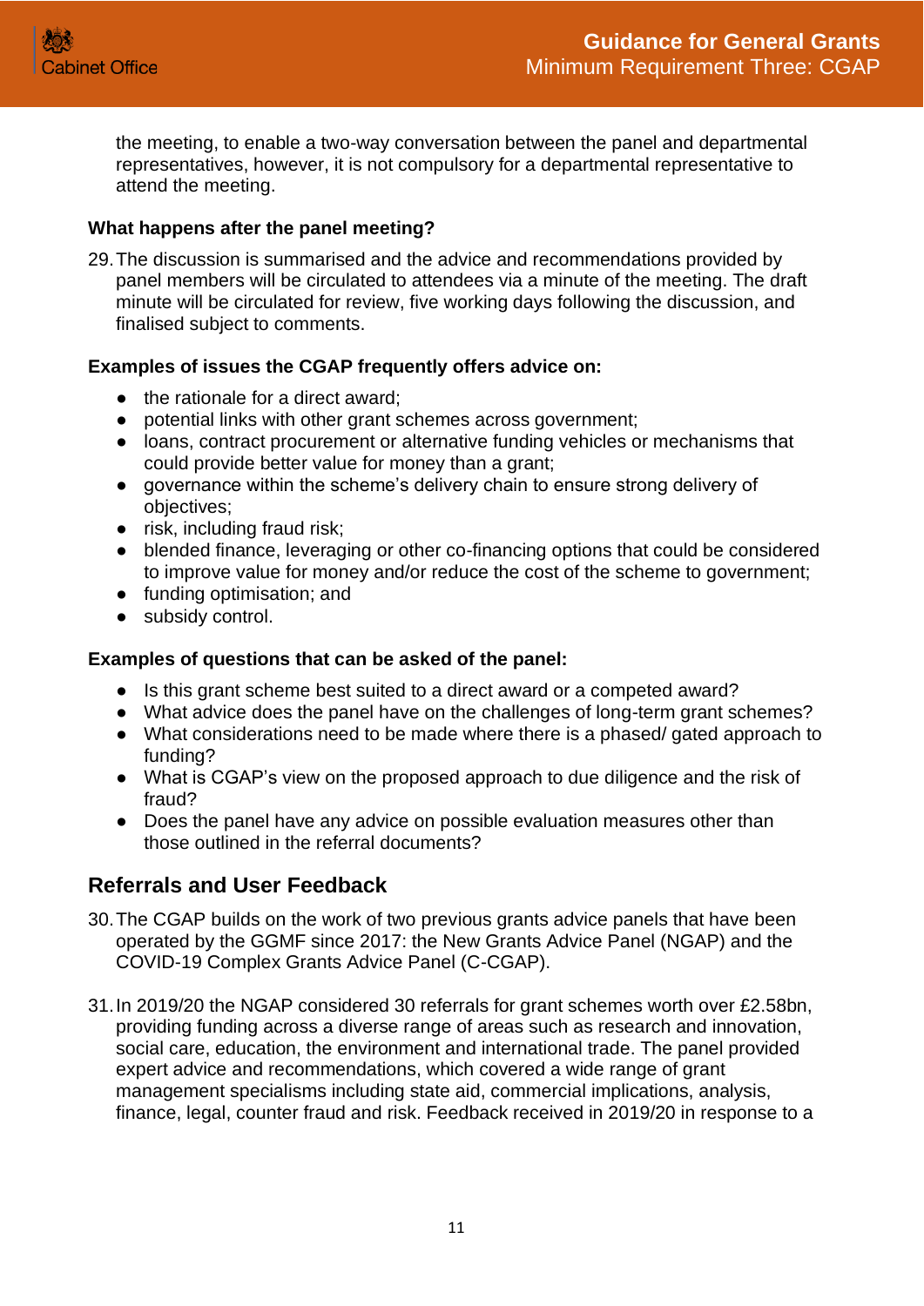the meeting, to enable a two-way conversation between the panel and departmental representatives, however, it is not compulsory for a departmental representative to attend the meeting.

**What happens after the panel meeting?**

29. The discussion is summarised and the advice and recommendations provided by panel members will be circulated to attendees via a minute of the meeting. The draft minute will be circulated for review, five working days following the discussion, and finalised subject to comments.

**Examples of issues the CGAP frequently offers advice on:**

- the rationale for a direct award;
- potential links with other grant schemes across government;
- loans, contract procurement or alternative funding vehicles or mechanisms that could provide better value for money than a grant;
- governance within the scheme's delivery chain to ensure strong delivery of objectives;
- risk, including fraud risk;
- blended finance, leveraging or other co-financing options that could be considered to improve value for money and/or reduce the cost of the scheme to government;
- funding optimisation; and
- subsidy control.

**Examples of questions that can be asked of the panel:**

- Is this grant scheme best suited to a direct award or a competed award?
- What advice does the panel have on the challenges of long-term grant schemes?
- What considerations need to be made where there is a phased/ gated approach to funding?
- What is CGAP's view on the proposed approach to due diligence and the risk of fraud?
- Does the panel have any advice on possible evaluation measures other than those outlined in the referral documents?

## Referrals and User Feedback

30. The CGAP builds on the work of two previous grants advice panels that have been operated by the GGMF since 2017: the New Grants Advice Panel (NGAP) and the COVID-19 Complex Grants Advice Panel (C-CGAP).

31. In 2019/20 the NGAP considered 30 referrals for grant schemes worth over £2.58bn, providing funding across a diverse range of areas such as research and innovation, social care, education, the environment and international trade. The panel provided expert advice and recommendations, which covered a wide range of grant management specialisms including state aid, commercial implications, analysis, finance, legal, counter fraud and risk. Feedback received in 2019/20 in response to a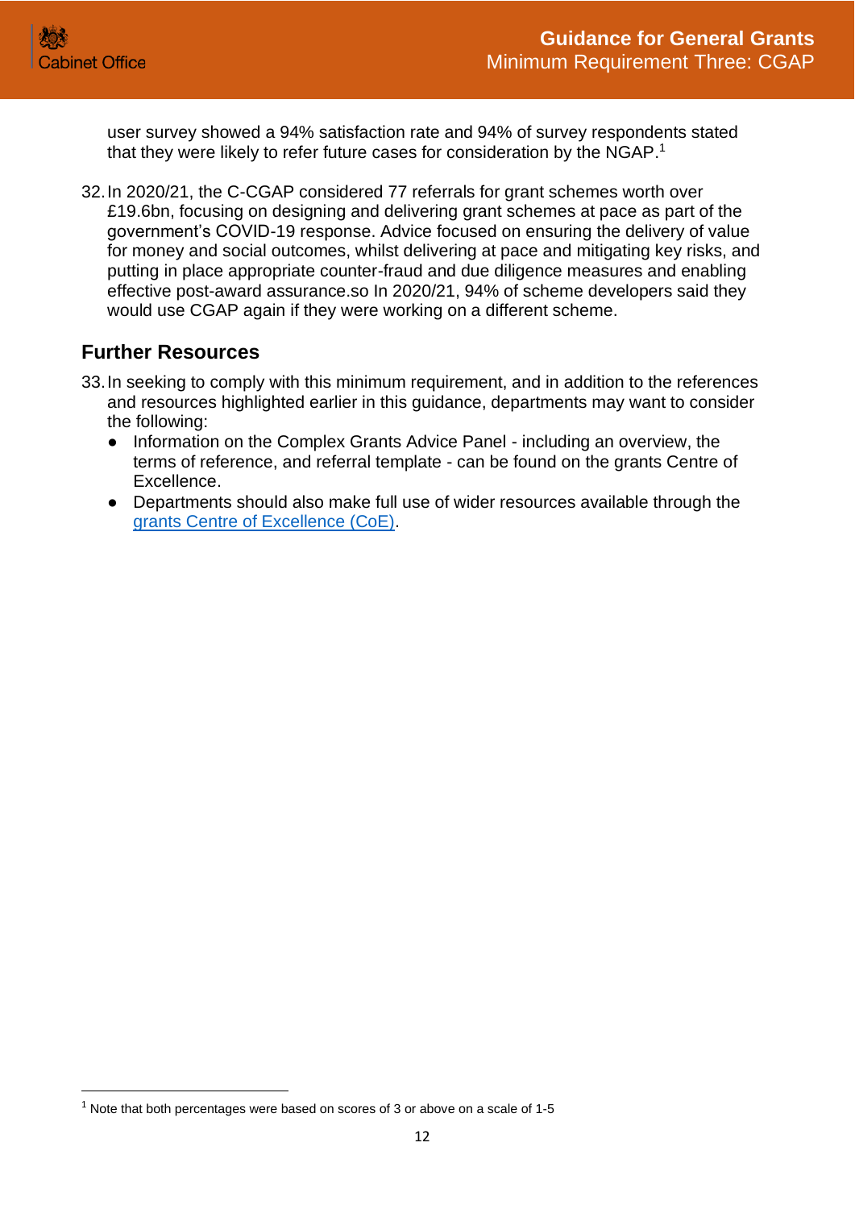user survey showed a 94% satisfaction rate and 94% of survey respondents stated that they were likely to refer future cases for consideration by the NGAP.[1]

32. In 2020/21, the C-CGAP considered 77 referrals for grant schemes worth over £19.6bn, focusing on designing and delivering grant schemes at pace as part of the government's COVID-19 response. Advice focused on ensuring the delivery of value for money and social outcomes, whilst delivering at pace and mitigating key risks, and putting in place appropriate counter-fraud and due diligence measures and enabling effective post-award assurance.so In 2020/21, 94% of scheme developers said they would use CGAP again if they were working on a different scheme.

## Further Resources

33. In seeking to comply with this minimum requirement, and in addition to the references and resources highlighted earlier in this guidance, departments may want to consider the following:
    - Information on the Complex Grants Advice Panel - including an overview, the terms of reference, and referral template - can be found on the grants Centre of Excellence.
    - Departments should also make full use of wider resources available through the grants Centre of Excellence (CoE).

[1] Note that both percentages were based on scores of 3 or above on a scale of 1-5